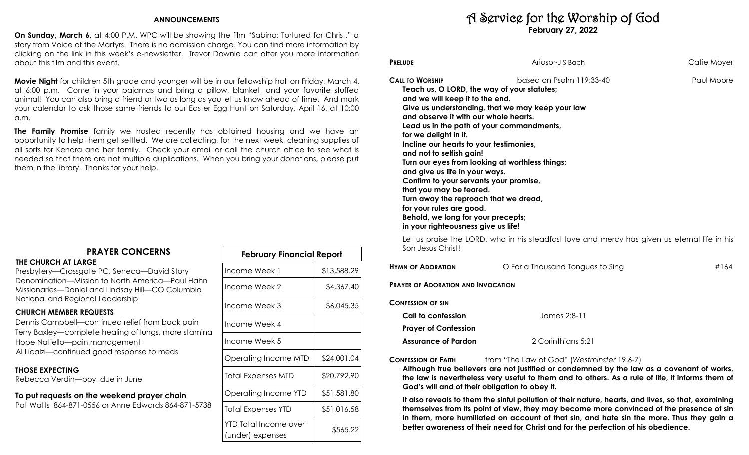## ANNOUNCEMENTS

**On Sunday, March 6,** at 4:00 P.M. WPC will be showing the film "Sabina: Tortured for Christ," a story from Voice of the Martyrs. There is no admission charge. You can find more information by clicking on the link in this week's e-newsletter. Trevor Downie can offer you more information about this film and this event.

**Movie Night** for children 5th grade and younger will be in our fellowship hall on Friday, March 4, at 6:00 p.m. Come in your pajamas and bring a pillow, blanket, and your favorite stuffed animal! You can also bring a friend or two as long as you let us know ahead of time. And mark your calendar to ask those same friends to our Easter Egg Hunt on Saturday, April 16, at 10:00 a.m.

**The Family Promise** family we hosted recently has obtained housing and we have an opportunity to help them get settled. We are collecting, for the next week, cleaning supplies of all sorts for Kendra and her family. Check your email or call the church office to see what is needed so that there are not multiple duplications. When you bring your donations, please put them in the library. Thanks for your help.

## PRAYER CONCERNS

**THE CHURCH AT LARGE**

Presbytery—Crossgate PC, Seneca—David Story
Denomination—Mission to North America—Paul Hahn
Missionaries—Daniel and Lindsay Hill—CO Columbia
National and Regional Leadership

**CHURCH MEMBER REQUESTS**

Dennis Campbell—continued relief from back pain
Terry Baxley—complete healing of lungs, more stamina
Hope Natiello—pain management
Al Licalzi—continued good response to meds

**THOSE EXPECTING**

Rebecca Verdin—boy, due in June

**To put requests on the weekend prayer chain**

Pat Watts 864-871-0556 or Anne Edwards 864-871-5738

| February Financial Report | |
|---|---|
| Income Week 1 | $13,588.29 |
| Income Week 2 | $4,367.40 |
| Income Week 3 | $6,045.35 |
| Income Week 4 | |
| Income Week 5 | |
| Operating Income MTD | $24,001.04 |
| Total Expenses MTD | $20,792.90 |
| Operating Income YTD | $51,581.80 |
| Total Expenses YTD | $51,016.58 |
| YTD Total Income over (under) expenses | $565.22 |

# A Service for the Worship of God

**February 27, 2022**

**PRELUDE** Arioso~J S Bach — Catie Moyer

**CALL TO WORSHIP** based on Psalm 119:33-40 — Paul Moore

**Teach us, O LORD, the way of your statutes;**
**and we will keep it to the end.**
**Give us understanding, that we may keep your law**
**and observe it with our whole hearts.**
**Lead us in the path of your commandments,**
**for we delight in it.**
**Incline our hearts to your testimonies,**
**and not to selfish gain!**
**Turn our eyes from looking at worthless things;**
**and give us life in your ways.**
**Confirm to your servants your promise,**
**that you may be feared.**
**Turn away the reproach that we dread,**
**for your rules are good.**
**Behold, we long for your precepts;**
**in your righteousness give us life!**

Let us praise the LORD, who in his steadfast love and mercy has given us eternal life in his Son Jesus Christ!

**HYMN OF ADORATION** O For a Thousand Tongues to Sing — #164

**PRAYER OF ADORATION AND INVOCATION**

**CONFESSION OF SIN**

**Call to confession** — James 2:8-11

**Prayer of Confession**

**Assurance of Pardon** — 2 Corinthians 5:21

**CONFESSION OF FAITH** from "The Law of God" (*Westminster* 19.6-7)

**Although true believers are not justified or condemned by the law as a covenant of works, the law is nevertheless very useful to them and to others. As a rule of life, it informs them of God's will and of their obligation to obey it.**

**It also reveals to them the sinful pollution of their nature, hearts, and lives, so that, examining themselves from its point of view, they may become more convinced of the presence of sin in them, more humiliated on account of that sin, and hate sin the more. Thus they gain a better awareness of their need for Christ and for the perfection of his obedience.**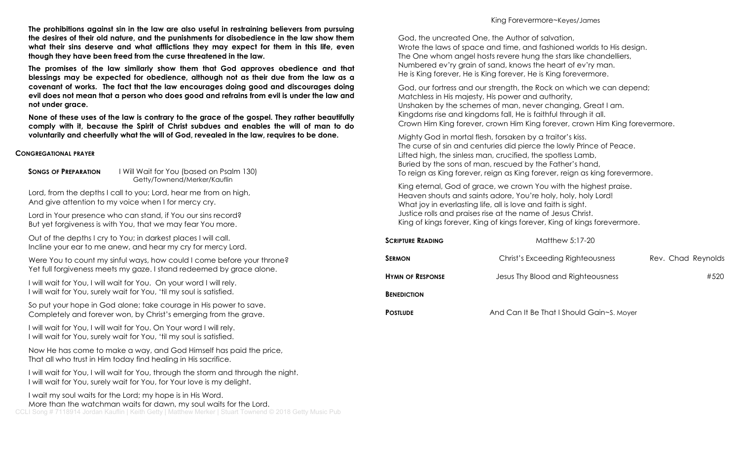**The prohibitions against sin in the law are also useful in restraining believers from pursuing the desires of their old nature, and the punishments for disobedience in the law show them what their sins deserve and what afflictions they may expect for them in this life, even though they have been freed from the curse threatened in the law.**

**The promises of the law similarly show them that God approves obedience and that blessings may be expected for obedience, although not as their due from the law as a covenant of works. The fact that the law encourages doing good and discourages doing evil does not mean that a person who does good and refrains from evil is under the law and not under grace.**

**None of these uses of the law is contrary to the grace of the gospel. They rather beautifully comply with it, because the Spirit of Christ subdues and enables the will of man to do voluntarily and cheerfully what the will of God, revealed in the law, requires to be done.**

**CONGREGATIONAL PRAYER**

**SONGS OF PREPARATION** I Will Wait for You (based on Psalm 130)
Getty/Townend/Merker/Kauflin

Lord, from the depths I call to you; Lord, hear me from on high,
And give attention to my voice when I for mercy cry.

Lord in Your presence who can stand, if You our sins record?
But yet forgiveness is with You, that we may fear You more.

Out of the depths I cry to You; in darkest places I will call.
Incline your ear to me anew, and hear my cry for mercy Lord.

Were You to count my sinful ways, how could I come before your throne?
Yet full forgiveness meets my gaze. I stand redeemed by grace alone.

I will wait for You, I will wait for You. On your word I will rely.
I will wait for You, surely wait for You, 'til my soul is satisfied.

So put your hope in God alone; take courage in His power to save.
Completely and forever won, by Christ's emerging from the grave.

I will wait for You, I will wait for You. On Your word I will rely.
I will wait for You, surely wait for You, 'til my soul is satisfied.

Now He has come to make a way, and God Himself has paid the price,
That all who trust in Him today find healing in His sacrifice.

I will wait for You, I will wait for You, through the storm and through the night.
I will wait for You, surely wait for You, for Your love is my delight.

I wait my soul waits for the Lord; my hope is in His Word.
More than the watchman waits for dawn, my soul waits for the Lord.

CCLI Song # 7118914 Jordan Kauflin | Keith Getty | Matthew Merker | Stuart Townend © 2018 Getty Music Pub

King Forevermore~Keyes/James

God, the uncreated One, the Author of salvation,
Wrote the laws of space and time, and fashioned worlds to His design.
The One whom angel hosts revere hung the stars like chandelliers,
Numbered ev'ry grain of sand, knows the heart of ev'ry man.
He is King forever, He is King forever, He is King forevermore.

God, our fortress and our strength, the Rock on which we can depend;
Matchless in His majesty, His power and authority,
Unshaken by the schemes of man, never changing, Great I am.
Kingdoms rise and kingdoms fall, He is faithful through it all.
Crown Him King forever, crown Him King forever, crown Him King forevermore.

Mighty God in mortal flesh, forsaken by a traitor's kiss.
The curse of sin and centuries did pierce the lowly Prince of Peace.
Lifted high, the sinless man, crucified, the spotless Lamb,
Buried by the sons of man, rescued by the Father's hand,
To reign as King forever, reign as King forever, reign as king forevermore.

King eternal, God of grace, we crown You with the highest praise.
Heaven shouts and saints adore, You're holy, holy, holy Lord!
What joy in everlasting life, all is love and faith is sight.
Justice rolls and praises rise at the name of Jesus Christ.
King of kings forever, King of kings forever, King of kings forevermore.

**SCRIPTURE READING** Matthew 5:17-20

**SERMON** Christ's Exceeding Righteousness — Rev. Chad Reynolds

**HYMN OF RESPONSE** Jesus Thy Blood and Righteousness — #520

**BENEDICTION**

**POSTLUDE** And Can It Be That I Should Gain~S. Moyer